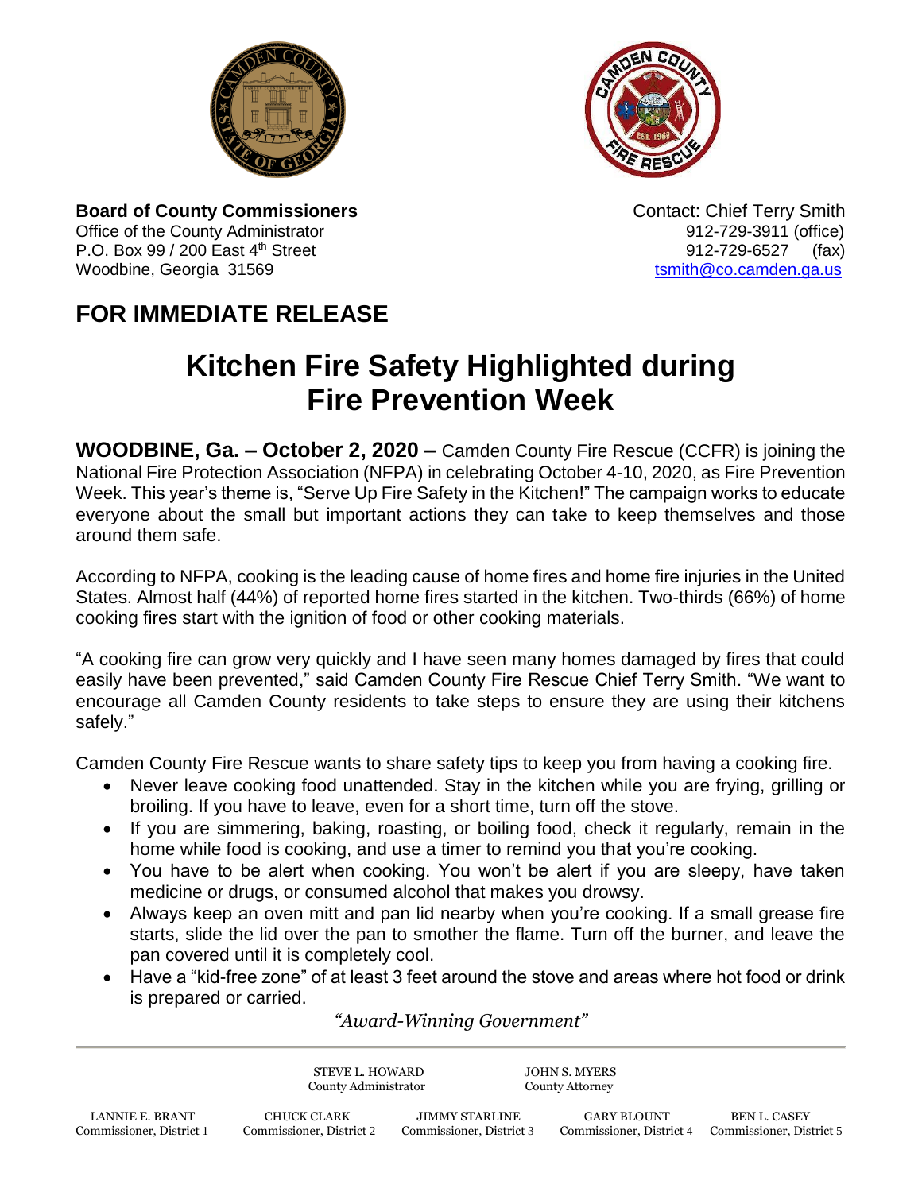**Board of County Commissioners**
Office of the County Administrator
P.O. Box 99 / 200 East 4th Street
Woodbine, Georgia 31569

Contact: Chief Terry Smith
912-729-3911 (office)
912-729-6527 (fax)
tsmith@co.camden.ga.us

## FOR IMMEDIATE RELEASE

# Kitchen Fire Safety Highlighted during Fire Prevention Week

**WOODBINE, Ga. – October 2, 2020 –** Camden County Fire Rescue (CCFR) is joining the National Fire Protection Association (NFPA) in celebrating October 4-10, 2020, as Fire Prevention Week. This year's theme is, "Serve Up Fire Safety in the Kitchen!" The campaign works to educate everyone about the small but important actions they can take to keep themselves and those around them safe.

According to NFPA, cooking is the leading cause of home fires and home fire injuries in the United States. Almost half (44%) of reported home fires started in the kitchen. Two-thirds (66%) of home cooking fires start with the ignition of food or other cooking materials.

"A cooking fire can grow very quickly and I have seen many homes damaged by fires that could easily have been prevented," said Camden County Fire Rescue Chief Terry Smith. "We want to encourage all Camden County residents to take steps to ensure they are using their kitchens safely."

Camden County Fire Rescue wants to share safety tips to keep you from having a cooking fire.

- Never leave cooking food unattended. Stay in the kitchen while you are frying, grilling or broiling. If you have to leave, even for a short time, turn off the stove.
- If you are simmering, baking, roasting, or boiling food, check it regularly, remain in the home while food is cooking, and use a timer to remind you that you're cooking.
- You have to be alert when cooking. You won't be alert if you are sleepy, have taken medicine or drugs, or consumed alcohol that makes you drowsy.
- Always keep an oven mitt and pan lid nearby when you're cooking. If a small grease fire starts, slide the lid over the pan to smother the flame. Turn off the burner, and leave the pan covered until it is completely cool.
- Have a "kid-free zone" of at least 3 feet around the stove and areas where hot food or drink is prepared or carried.

*"Award-Winning Government"*

STEVE L. HOWARD, County Administrator
JOHN S. MYERS, County Attorney

LANNIE E. BRANT, Commissioner, District 1
CHUCK CLARK, Commissioner, District 2
JIMMY STARLINE, Commissioner, District 3
GARY BLOUNT, Commissioner, District 4
BEN L. CASEY, Commissioner, District 5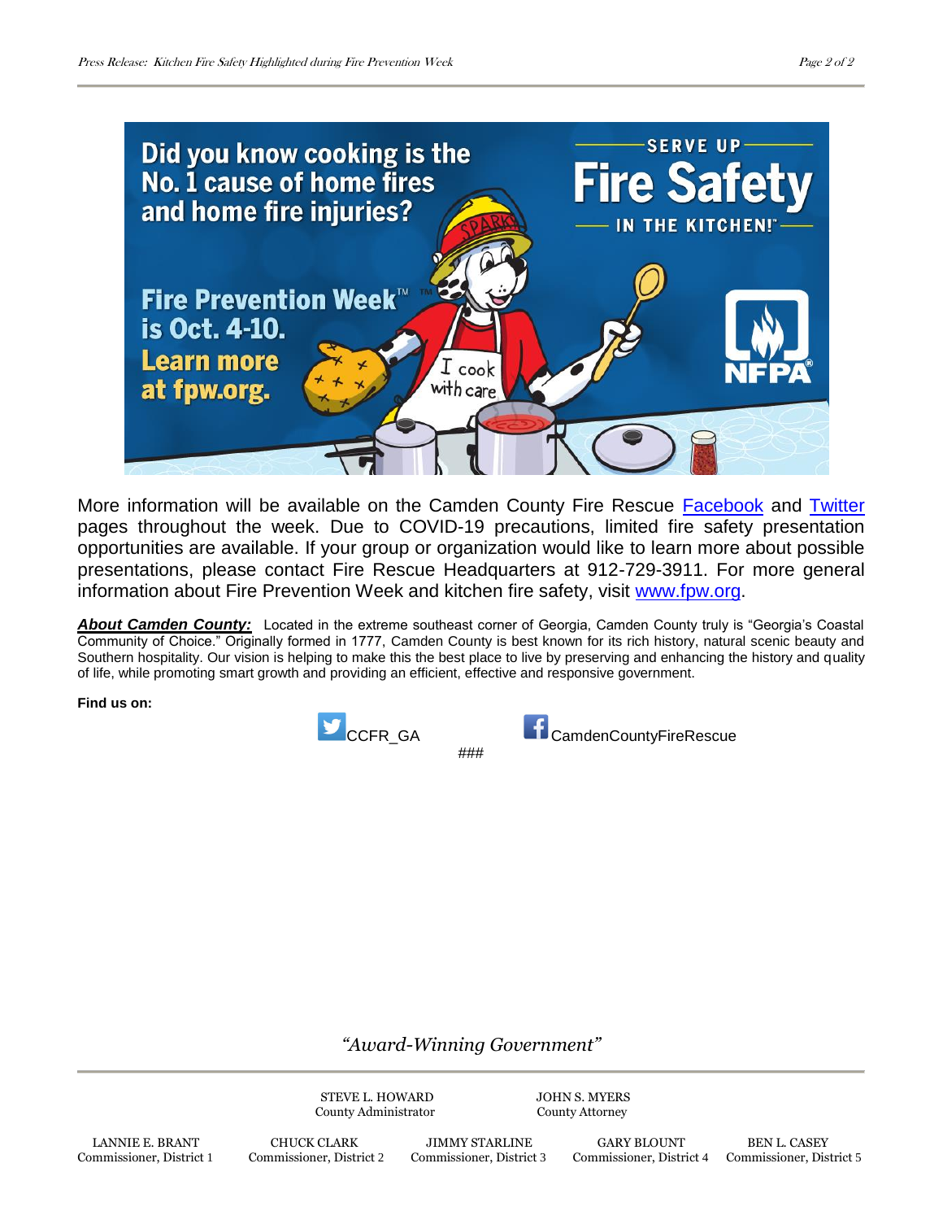Did you know cooking is the No. 1 cause of home fires and home fire injuries?

SERVE UP Fire Safety IN THE KITCHEN!™

Fire Prevention Week™ is Oct. 4-10. Learn more at fpw.org.

I cook with care

NFPA

More information will be available on the Camden County Fire Rescue Facebook and Twitter pages throughout the week. Due to COVID-19 precautions, limited fire safety presentation opportunities are available. If your group or organization would like to learn more about possible presentations, please contact Fire Rescue Headquarters at 912-729-3911. For more general information about Fire Prevention Week and kitchen fire safety, visit www.fpw.org.

***About Camden County:*** Located in the extreme southeast corner of Georgia, Camden County truly is "Georgia's Coastal Community of Choice." Originally formed in 1777, Camden County is best known for its rich history, natural scenic beauty and Southern hospitality. Our vision is helping to make this the best place to live by preserving and enhancing the history and quality of life, while promoting smart growth and providing an efficient, effective and responsive government.

**Find us on:**

CCFR_GA CamdenCountyFireRescue

###

*"Award-Winning Government"*

STEVE L. HOWARD
County Administrator

JOHN S. MYERS
County Attorney

LANNIE E. BRANT
Commissioner, District 1

CHUCK CLARK
Commissioner, District 2

JIMMY STARLINE
Commissioner, District 3

GARY BLOUNT
Commissioner, District 4

BEN L. CASEY
Commissioner, District 5